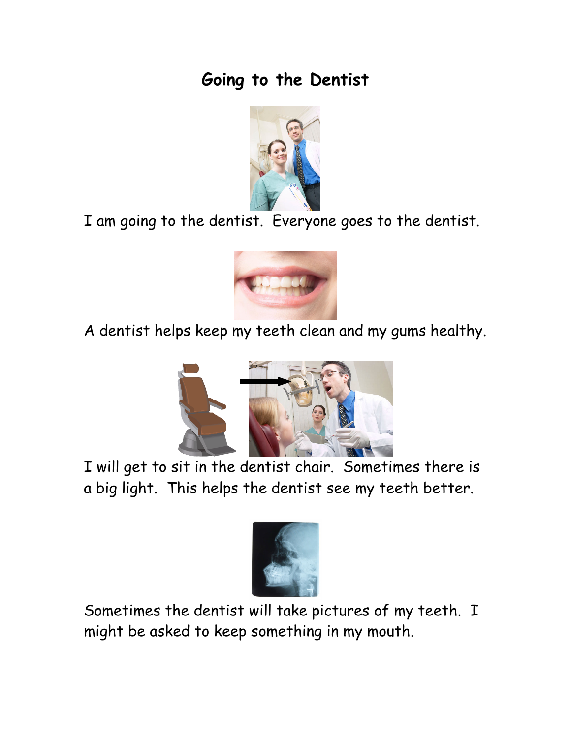# Going to the Dentist

I am going to the dentist. Everyone goes to the dentist.

A dentist helps keep my teeth clean and my gums healthy.

I will get to sit in the dentist chair. Sometimes there is a big light. This helps the dentist see my teeth better.

Sometimes the dentist will take pictures of my teeth. I might be asked to keep something in my mouth.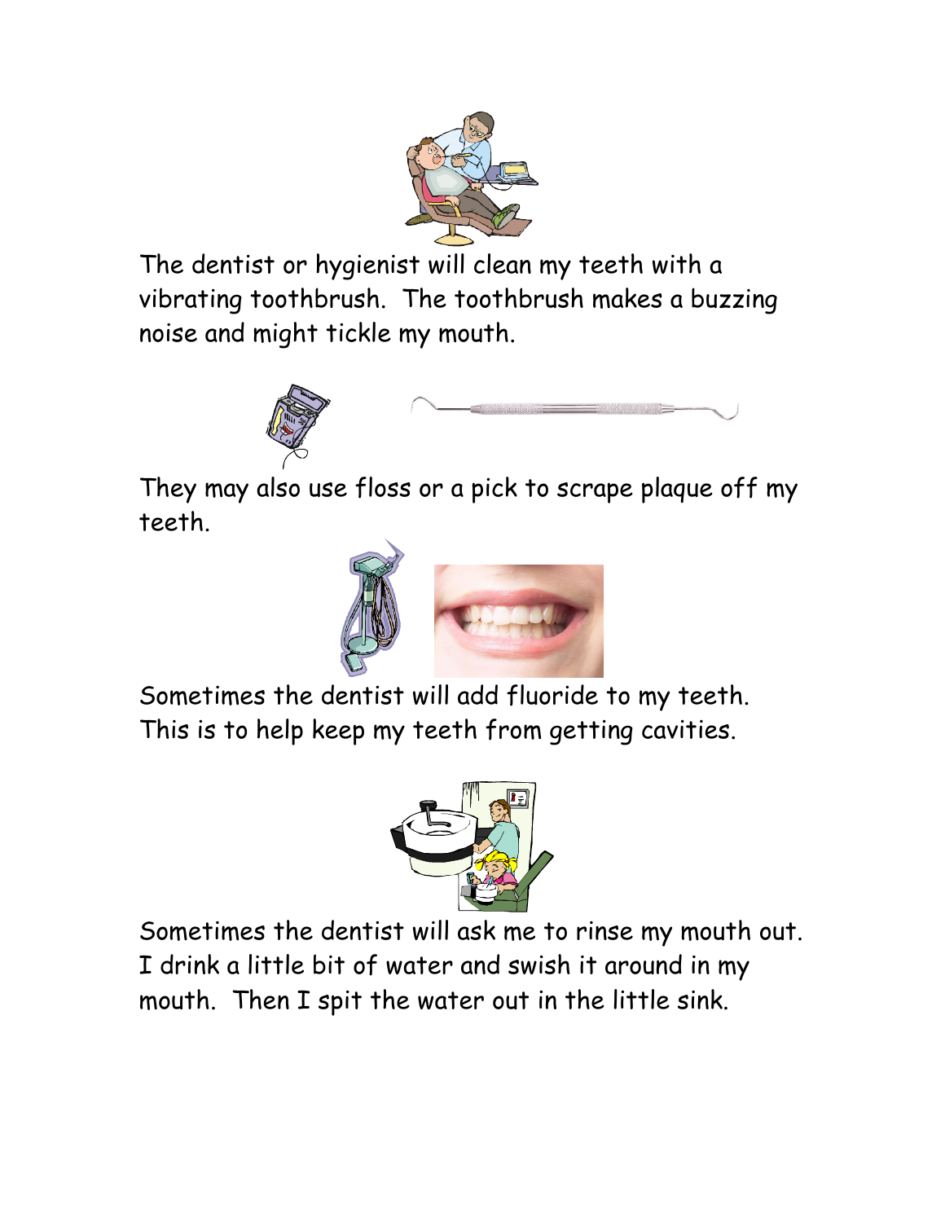The dentist or hygienist will clean my teeth with a vibrating toothbrush. The toothbrush makes a buzzing noise and might tickle my mouth.

They may also use floss or a pick to scrape plaque off my teeth.

Sometimes the dentist will add fluoride to my teeth. This is to help keep my teeth from getting cavities.

Sometimes the dentist will ask me to rinse my mouth out. I drink a little bit of water and swish it around in my mouth. Then I spit the water out in the little sink.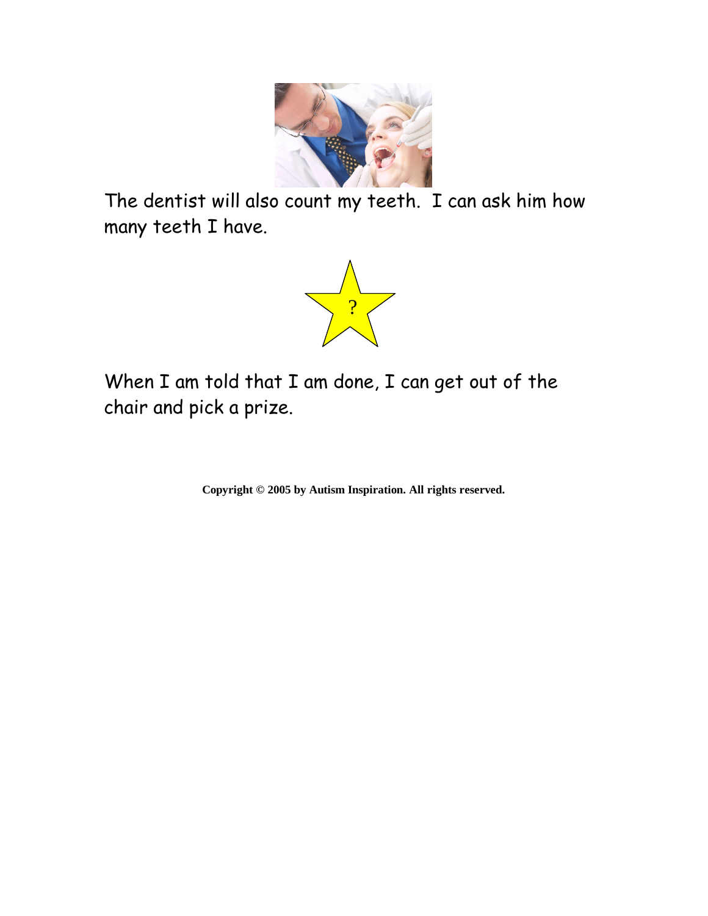The dentist will also count my teeth. I can ask him how many teeth I have.

?

When I am told that I am done, I can get out of the chair and pick a prize.

**Copyright © 2005 by Autism Inspiration. All rights reserved.**